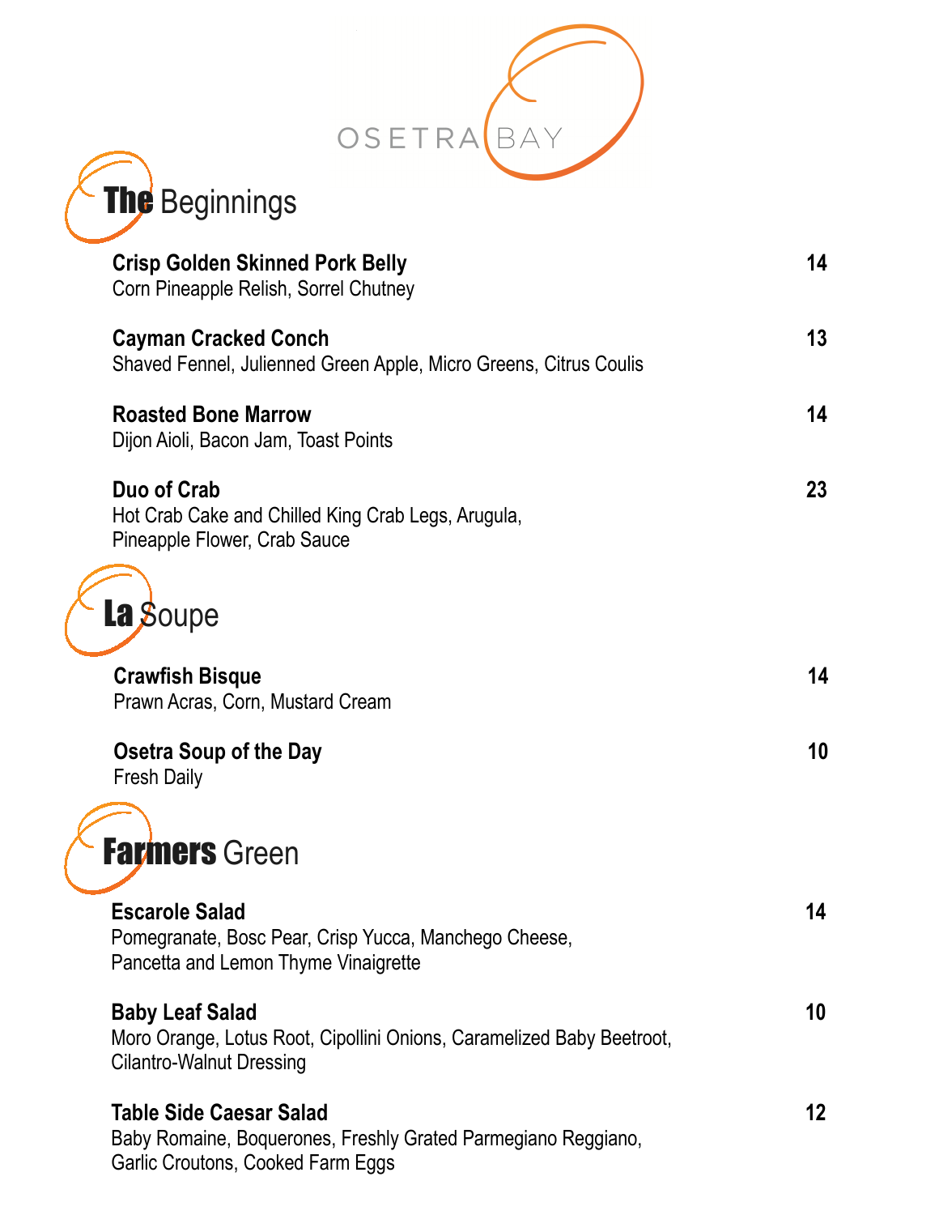# OSETRA BAY

## The Beginnings

**Crisp Golden Skinned Pork Belly** — 14
Corn Pineapple Relish, Sorrel Chutney

**Cayman Cracked Conch** — 13
Shaved Fennel, Julienned Green Apple, Micro Greens, Citrus Coulis

**Roasted Bone Marrow** — 14
Dijon Aioli, Bacon Jam, Toast Points

**Duo of Crab** — 23
Hot Crab Cake and Chilled King Crab Legs, Arugula,
Pineapple Flower, Crab Sauce

## La Soupe

**Crawfish Bisque** — 14
Prawn Acras, Corn, Mustard Cream

**Osetra Soup of the Day** — 10
Fresh Daily

## Farmers Green

**Escarole Salad** — 14
Pomegranate, Bosc Pear, Crisp Yucca, Manchego Cheese,
Pancetta and Lemon Thyme Vinaigrette

**Baby Leaf Salad** — 10
Moro Orange, Lotus Root, Cipollini Onions, Caramelized Baby Beetroot,
Cilantro-Walnut Dressing

**Table Side Caesar Salad** — 12
Baby Romaine, Boquerones, Freshly Grated Parmegiano Reggiano,
Garlic Croutons, Cooked Farm Eggs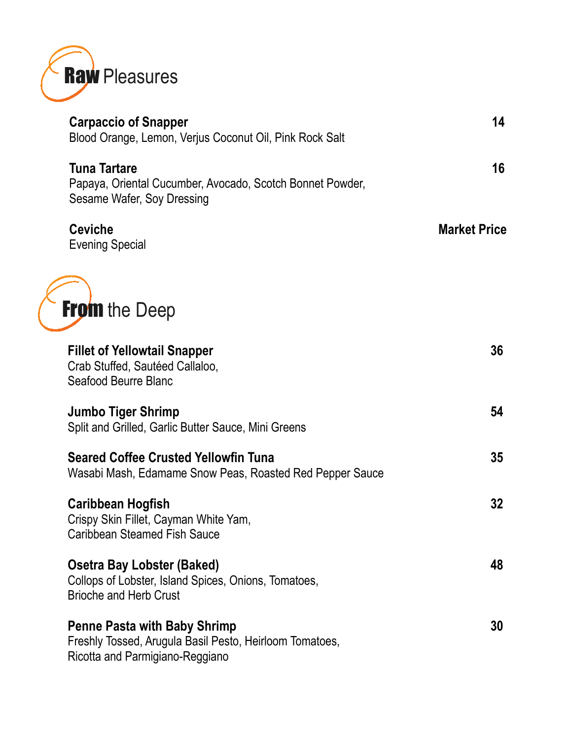## **Raw** Pleasures

**Carpaccio of Snapper** — **14**
Blood Orange, Lemon, Verjus Coconut Oil, Pink Rock Salt

**Tuna Tartare** — **16**
Papaya, Oriental Cucumber, Avocado, Scotch Bonnet Powder, Sesame Wafer, Soy Dressing

**Ceviche** — **Market Price**
Evening Special

## **From** the Deep

**Fillet of Yellowtail Snapper** — **36**
Crab Stuffed, Sautéed Callaloo, Seafood Beurre Blanc

**Jumbo Tiger Shrimp** — **54**
Split and Grilled, Garlic Butter Sauce, Mini Greens

**Seared Coffee Crusted Yellowfin Tuna** — **35**
Wasabi Mash, Edamame Snow Peas, Roasted Red Pepper Sauce

**Caribbean Hogfish** — **32**
Crispy Skin Fillet, Cayman White Yam, Caribbean Steamed Fish Sauce

**Osetra Bay Lobster (Baked)** — **48**
Collops of Lobster, Island Spices, Onions, Tomatoes, Brioche and Herb Crust

**Penne Pasta with Baby Shrimp** — **30**
Freshly Tossed, Arugula Basil Pesto, Heirloom Tomatoes, Ricotta and Parmigiano-Reggiano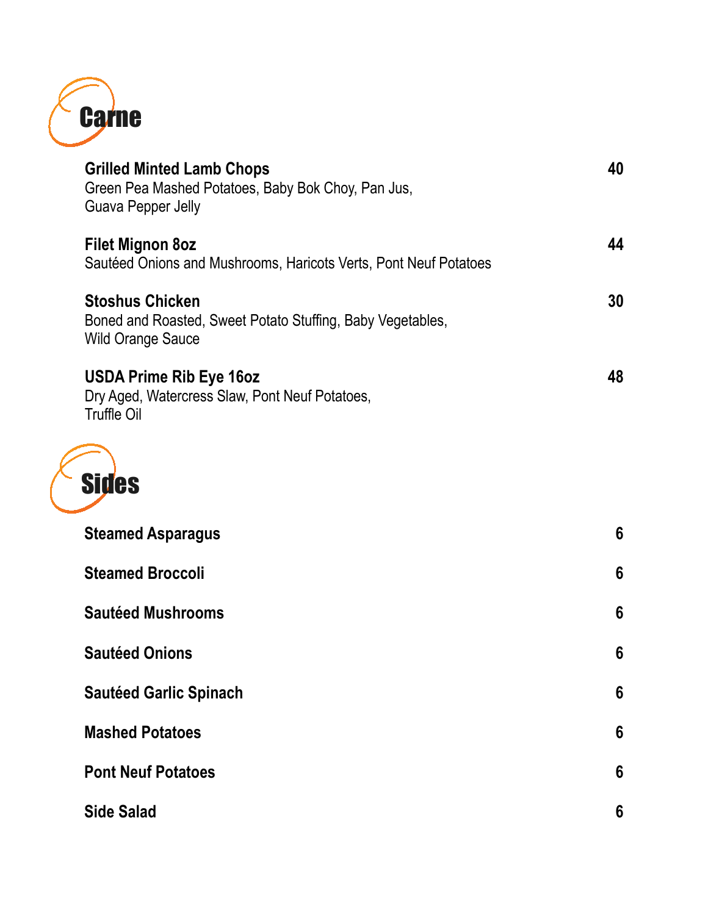## Carne

**Grilled Minted Lamb Chops** **40**
Green Pea Mashed Potatoes, Baby Bok Choy, Pan Jus,
Guava Pepper Jelly

**Filet Mignon 8oz** **44**
Sautéed Onions and Mushrooms, Haricots Verts, Pont Neuf Potatoes

**Stoshus Chicken** **30**
Boned and Roasted, Sweet Potato Stuffing, Baby Vegetables,
Wild Orange Sauce

**USDA Prime Rib Eye 16oz** **48**
Dry Aged, Watercress Slaw, Pont Neuf Potatoes,
Truffle Oil

## Sides

**Steamed Asparagus** **6**

**Steamed Broccoli** **6**

**Sautéed Mushrooms** **6**

**Sautéed Onions** **6**

**Sautéed Garlic Spinach** **6**

**Mashed Potatoes** **6**

**Pont Neuf Potatoes** **6**

**Side Salad** **6**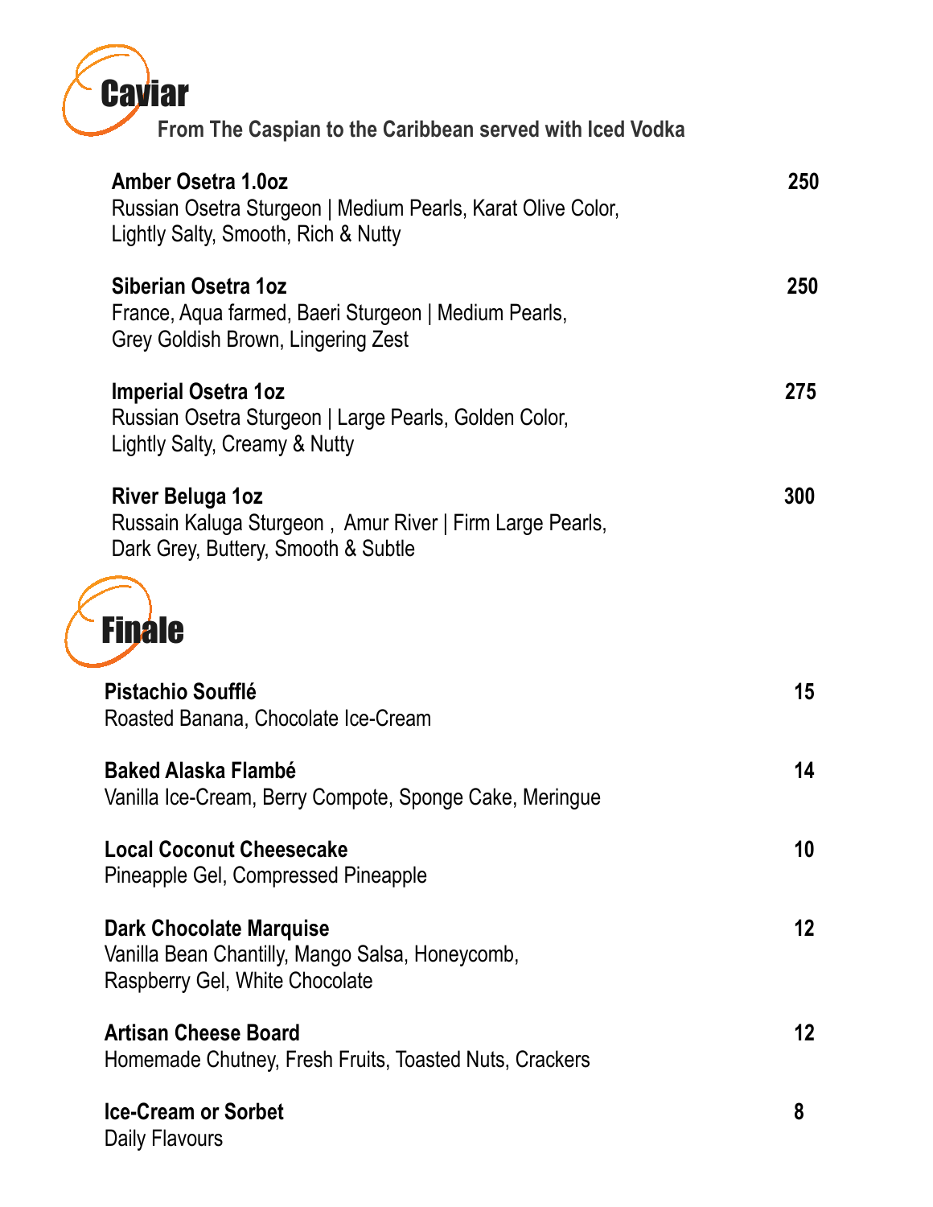# Caviar

**From The Caspian to the Caribbean served with Iced Vodka**

**Amber Osetra 1.0oz** **250**
Russian Osetra Sturgeon | Medium Pearls, Karat Olive Color,
Lightly Salty, Smooth, Rich & Nutty

**Siberian Osetra 1oz** **250**
France, Aqua farmed, Baeri Sturgeon | Medium Pearls,
Grey Goldish Brown, Lingering Zest

**Imperial Osetra 1oz** **275**
Russian Osetra Sturgeon | Large Pearls, Golden Color,
Lightly Salty, Creamy & Nutty

**River Beluga 1oz** **300**
Russain Kaluga Sturgeon , Amur River | Firm Large Pearls,
Dark Grey, Buttery, Smooth & Subtle

# Finale

**Pistachio Soufflé** **15**
Roasted Banana, Chocolate Ice-Cream

**Baked Alaska Flambé** **14**
Vanilla Ice-Cream, Berry Compote, Sponge Cake, Meringue

**Local Coconut Cheesecake** **10**
Pineapple Gel, Compressed Pineapple

**Dark Chocolate Marquise** **12**
Vanilla Bean Chantilly, Mango Salsa, Honeycomb,
Raspberry Gel, White Chocolate

**Artisan Cheese Board** **12**
Homemade Chutney, Fresh Fruits, Toasted Nuts, Crackers

**Ice-Cream or Sorbet** **8**
Daily Flavours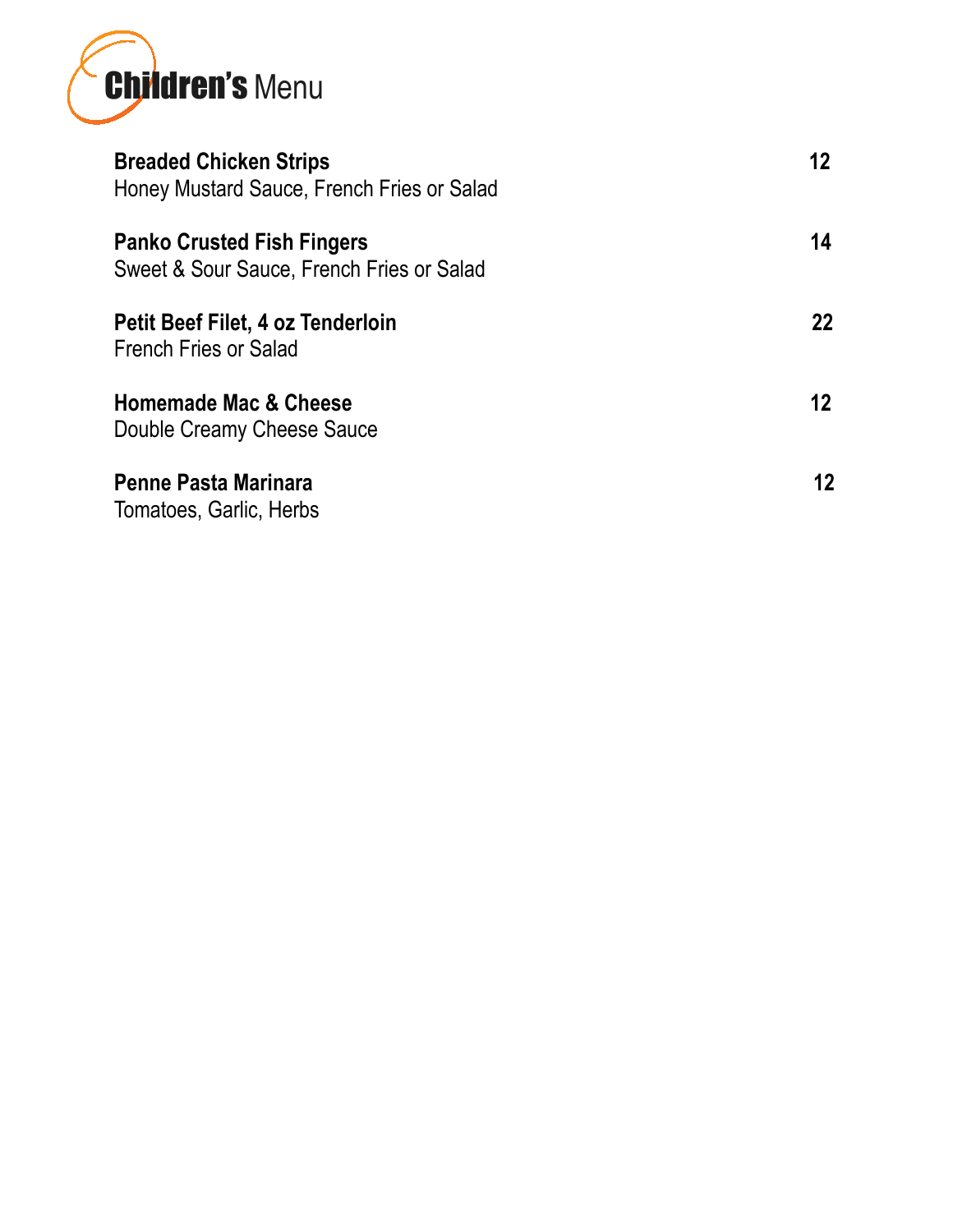# Children's Menu

**Breaded Chicken Strips** **12**
Honey Mustard Sauce, French Fries or Salad

**Panko Crusted Fish Fingers** **14**
Sweet & Sour Sauce, French Fries or Salad

**Petit Beef Filet, 4 oz Tenderloin** **22**
French Fries or Salad

**Homemade Mac & Cheese** **12**
Double Creamy Cheese Sauce

**Penne Pasta Marinara** **12**
Tomatoes, Garlic, Herbs